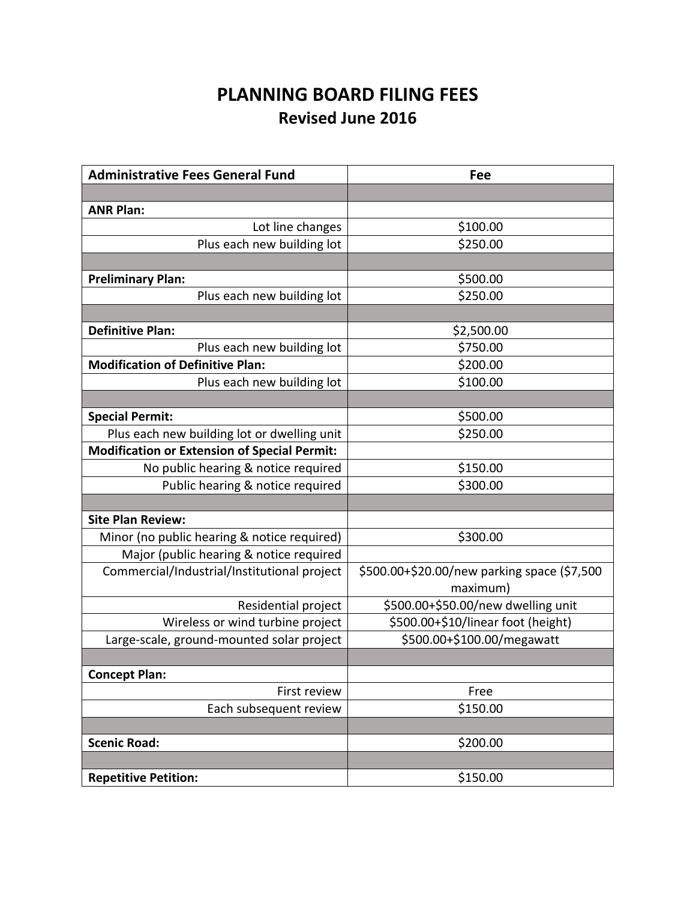# PLANNING BOARD FILING FEES

## Revised June 2016

| Administrative Fees General Fund | Fee |
|---|---|
| | |
| **ANR Plan:** | |
| Lot line changes | $100.00 |
| Plus each new building lot | $250.00 |
| | |
| **Preliminary Plan:** | $500.00 |
| Plus each new building lot | $250.00 |
| | |
| **Definitive Plan:** | $2,500.00 |
| Plus each new building lot | $750.00 |
| **Modification of Definitive Plan:** | $200.00 |
| Plus each new building lot | $100.00 |
| | |
| **Special Permit:** | $500.00 |
| Plus each new building lot or dwelling unit | $250.00 |
| **Modification or Extension of Special Permit:** | |
| No public hearing & notice required | $150.00 |
| Public hearing & notice required | $300.00 |
| | |
| **Site Plan Review:** | |
| Minor (no public hearing & notice required) | $300.00 |
| Major (public hearing & notice required | |
| Commercial/Industrial/Institutional project | $500.00+$20.00/new parking space ($7,500 maximum) |
| Residential project | $500.00+$50.00/new dwelling unit |
| Wireless or wind turbine project | $500.00+$10/linear foot (height) |
| Large-scale, ground-mounted solar project | $500.00+$100.00/megawatt |
| | |
| **Concept Plan:** | |
| First review | Free |
| Each subsequent review | $150.00 |
| | |
| **Scenic Road:** | $200.00 |
| | |
| **Repetitive Petition:** | $150.00 |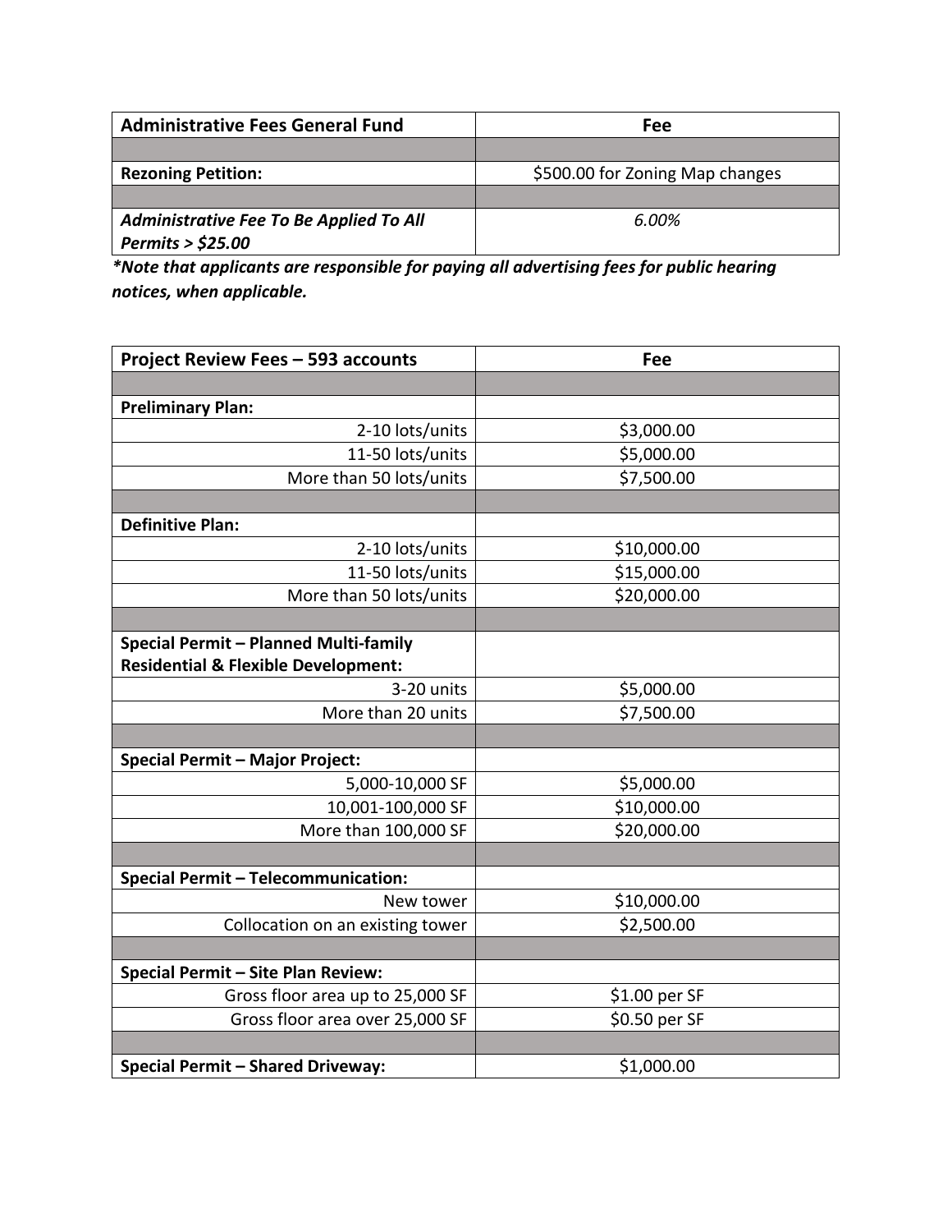| Administrative Fees General Fund | Fee |
| --- | --- |
| | |
| **Rezoning Petition:** | $500.00 for Zoning Map changes |
| | |
| ***Administrative Fee To Be Applied To All Permits > $25.00*** | *6.00%* |

***Note that applicants are responsible for paying all advertising fees for public hearing notices, when applicable.***

| Project Review Fees – 593 accounts | Fee |
| --- | --- |
| | |
| **Preliminary Plan:** | |
| 2-10 lots/units | $3,000.00 |
| 11-50 lots/units | $5,000.00 |
| More than 50 lots/units | $7,500.00 |
| | |
| **Definitive Plan:** | |
| 2-10 lots/units | $10,000.00 |
| 11-50 lots/units | $15,000.00 |
| More than 50 lots/units | $20,000.00 |
| | |
| **Special Permit – Planned Multi-family Residential & Flexible Development:** | |
| 3-20 units | $5,000.00 |
| More than 20 units | $7,500.00 |
| | |
| **Special Permit – Major Project:** | |
| 5,000-10,000 SF | $5,000.00 |
| 10,001-100,000 SF | $10,000.00 |
| More than 100,000 SF | $20,000.00 |
| | |
| **Special Permit – Telecommunication:** | |
| New tower | $10,000.00 |
| Collocation on an existing tower | $2,500.00 |
| | |
| **Special Permit – Site Plan Review:** | |
| Gross floor area up to 25,000 SF | $1.00 per SF |
| Gross floor area over 25,000 SF | $0.50 per SF |
| | |
| **Special Permit – Shared Driveway:** | $1,000.00 |